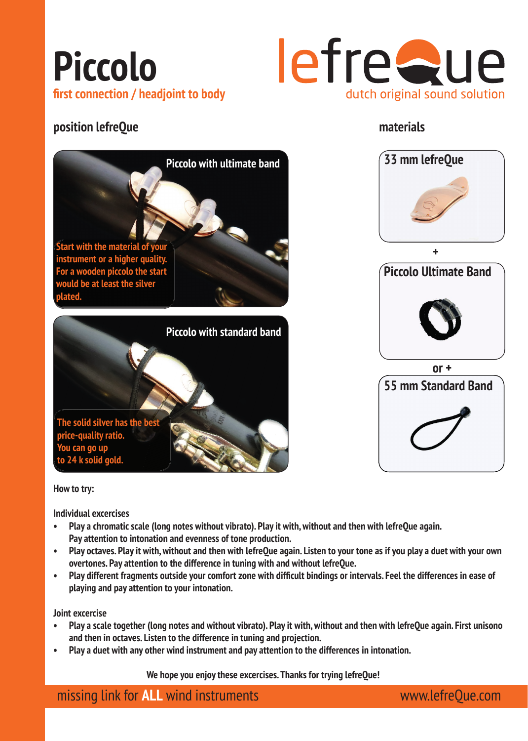# Piccolo

**first connection / headjoint to body**

lefreQue
dutch original sound solution

## position lefreQue

**Piccolo with ultimate band**

Start with the material of your instrument or a higher quality. For a wooden piccolo the start would be at least the silver plated.

**Piccolo with standard band**

The solid silver has the best price-quality ratio. You can go up to 24 k solid gold.

## materials

**33 mm lefreQue**

+

**Piccolo Ultimate Band**

or +

**55 mm Standard Band**

**How to try:**

**Individual excercises**

- Play a chromatic scale (long notes without vibrato). Play it with, without and then with lefreQue again. Pay attention to intonation and evenness of tone production.
- Play octaves. Play it with, without and then with lefreQue again. Listen to your tone as if you play a duet with your own overtones. Pay attention to the difference in tuning with and without lefreQue.
- Play different fragments outside your comfort zone with difficult bindings or intervals. Feel the differences in ease of playing and pay attention to your intonation.

**Joint excercise**

- Play a scale together (long notes and without vibrato). Play it with, without and then with lefreQue again. First unisono and then in octaves. Listen to the difference in tuning and projection.
- Play a duet with any other wind instrument and pay attention to the differences in intonation.

We hope you enjoy these excercises. Thanks for trying lefreQue!

missing link for **ALL** wind instruments www.lefreQue.com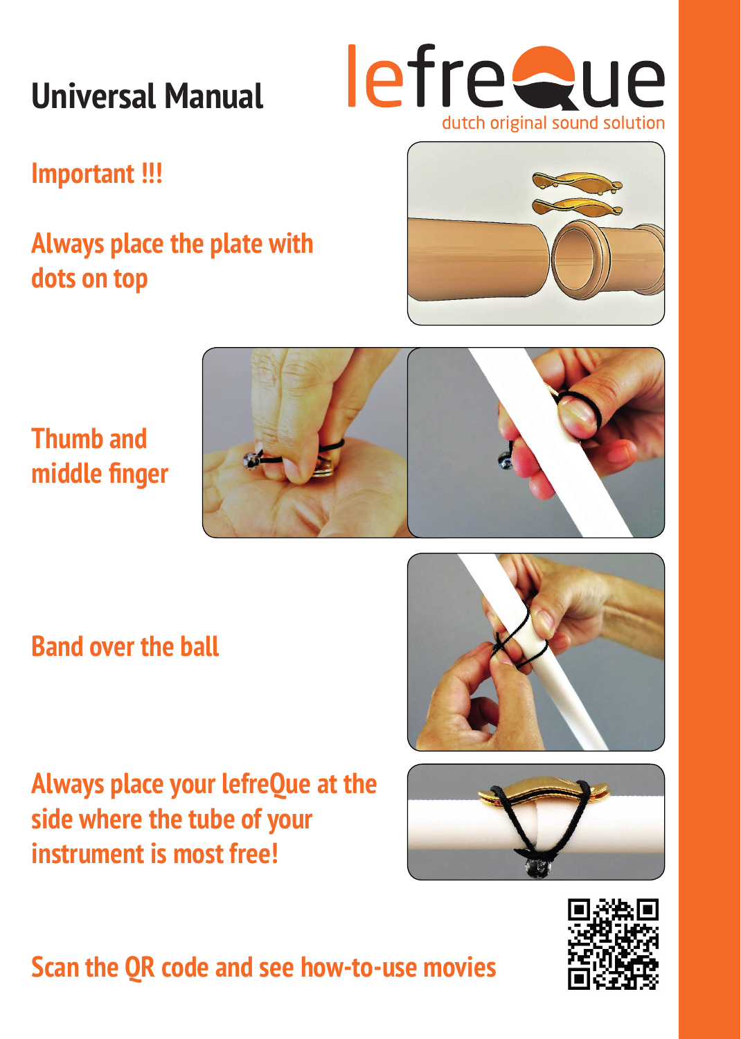# Universal Manual

lefreQue
dutch original sound solution

## Important !!!

## Always place the plate with dots on top

## Thumb and middle finger

## Band over the ball

## Always place your lefreQue at the side where the tube of your instrument is most free!

## Scan the QR code and see how-to-use movies